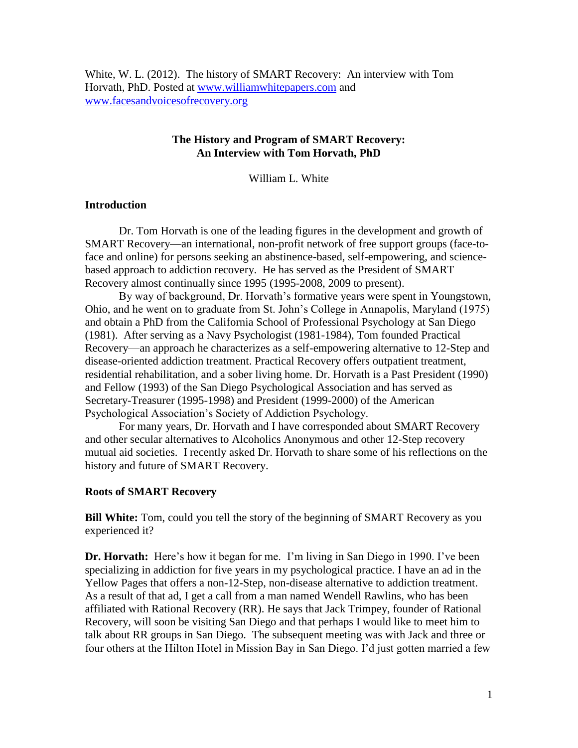White, W. L. (2012). The history of SMART Recovery: An interview with Tom Horvath, PhD. Posted at [www.williamwhitepapers.com](http://www.williamwhitepapers.com) and [www.facesandvoicesofrecovery.org](http://www.facesandvoicesofrecovery.org)

# The History and Program of SMART Recovery: An Interview with Tom Horvath, PhD

William L. White

## Introduction

Dr. Tom Horvath is one of the leading figures in the development and growth of SMART Recovery—an international, non-profit network of free support groups (face-to-face and online) for persons seeking an abstinence-based, self-empowering, and science-based approach to addiction recovery. He has served as the President of SMART Recovery almost continually since 1995 (1995-2008, 2009 to present).

By way of background, Dr. Horvath's formative years were spent in Youngstown, Ohio, and he went on to graduate from St. John's College in Annapolis, Maryland (1975) and obtain a PhD from the California School of Professional Psychology at San Diego (1981). After serving as a Navy Psychologist (1981-1984), Tom founded Practical Recovery—an approach he characterizes as a self-empowering alternative to 12-Step and disease-oriented addiction treatment. Practical Recovery offers outpatient treatment, residential rehabilitation, and a sober living home. Dr. Horvath is a Past President (1990) and Fellow (1993) of the San Diego Psychological Association and has served as Secretary-Treasurer (1995-1998) and President (1999-2000) of the American Psychological Association's Society of Addiction Psychology.

For many years, Dr. Horvath and I have corresponded about SMART Recovery and other secular alternatives to Alcoholics Anonymous and other 12-Step recovery mutual aid societies. I recently asked Dr. Horvath to share some of his reflections on the history and future of SMART Recovery.

## Roots of SMART Recovery

**Bill White:** Tom, could you tell the story of the beginning of SMART Recovery as you experienced it?

**Dr. Horvath:** Here's how it began for me. I'm living in San Diego in 1990. I've been specializing in addiction for five years in my psychological practice. I have an ad in the Yellow Pages that offers a non-12-Step, non-disease alternative to addiction treatment. As a result of that ad, I get a call from a man named Wendell Rawlins, who has been affiliated with Rational Recovery (RR). He says that Jack Trimpey, founder of Rational Recovery, will soon be visiting San Diego and that perhaps I would like to meet him to talk about RR groups in San Diego. The subsequent meeting was with Jack and three or four others at the Hilton Hotel in Mission Bay in San Diego. I'd just gotten married a few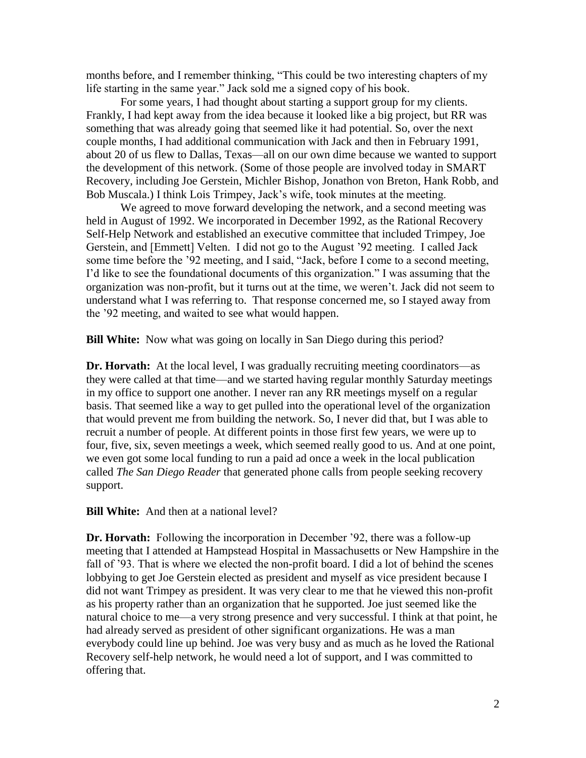months before, and I remember thinking, "This could be two interesting chapters of my life starting in the same year." Jack sold me a signed copy of his book.

For some years, I had thought about starting a support group for my clients. Frankly, I had kept away from the idea because it looked like a big project, but RR was something that was already going that seemed like it had potential. So, over the next couple months, I had additional communication with Jack and then in February 1991, about 20 of us flew to Dallas, Texas—all on our own dime because we wanted to support the development of this network. (Some of those people are involved today in SMART Recovery, including Joe Gerstein, Michler Bishop, Jonathon von Breton, Hank Robb, and Bob Muscala.) I think Lois Trimpey, Jack's wife, took minutes at the meeting.

We agreed to move forward developing the network, and a second meeting was held in August of 1992. We incorporated in December 1992, as the Rational Recovery Self-Help Network and established an executive committee that included Trimpey, Joe Gerstein, and [Emmett] Velten. I did not go to the August '92 meeting. I called Jack some time before the '92 meeting, and I said, "Jack, before I come to a second meeting, I'd like to see the foundational documents of this organization." I was assuming that the organization was non-profit, but it turns out at the time, we weren't. Jack did not seem to understand what I was referring to. That response concerned me, so I stayed away from the '92 meeting, and waited to see what would happen.

**Bill White:** Now what was going on locally in San Diego during this period?

**Dr. Horvath:** At the local level, I was gradually recruiting meeting coordinators—as they were called at that time—and we started having regular monthly Saturday meetings in my office to support one another. I never ran any RR meetings myself on a regular basis. That seemed like a way to get pulled into the operational level of the organization that would prevent me from building the network. So, I never did that, but I was able to recruit a number of people. At different points in those first few years, we were up to four, five, six, seven meetings a week, which seemed really good to us. And at one point, we even got some local funding to run a paid ad once a week in the local publication called *The San Diego Reader* that generated phone calls from people seeking recovery support.

**Bill White:** And then at a national level?

**Dr. Horvath:** Following the incorporation in December '92, there was a follow-up meeting that I attended at Hampstead Hospital in Massachusetts or New Hampshire in the fall of '93. That is where we elected the non-profit board. I did a lot of behind the scenes lobbying to get Joe Gerstein elected as president and myself as vice president because I did not want Trimpey as president. It was very clear to me that he viewed this non-profit as his property rather than an organization that he supported. Joe just seemed like the natural choice to me—a very strong presence and very successful. I think at that point, he had already served as president of other significant organizations. He was a man everybody could line up behind. Joe was very busy and as much as he loved the Rational Recovery self-help network, he would need a lot of support, and I was committed to offering that.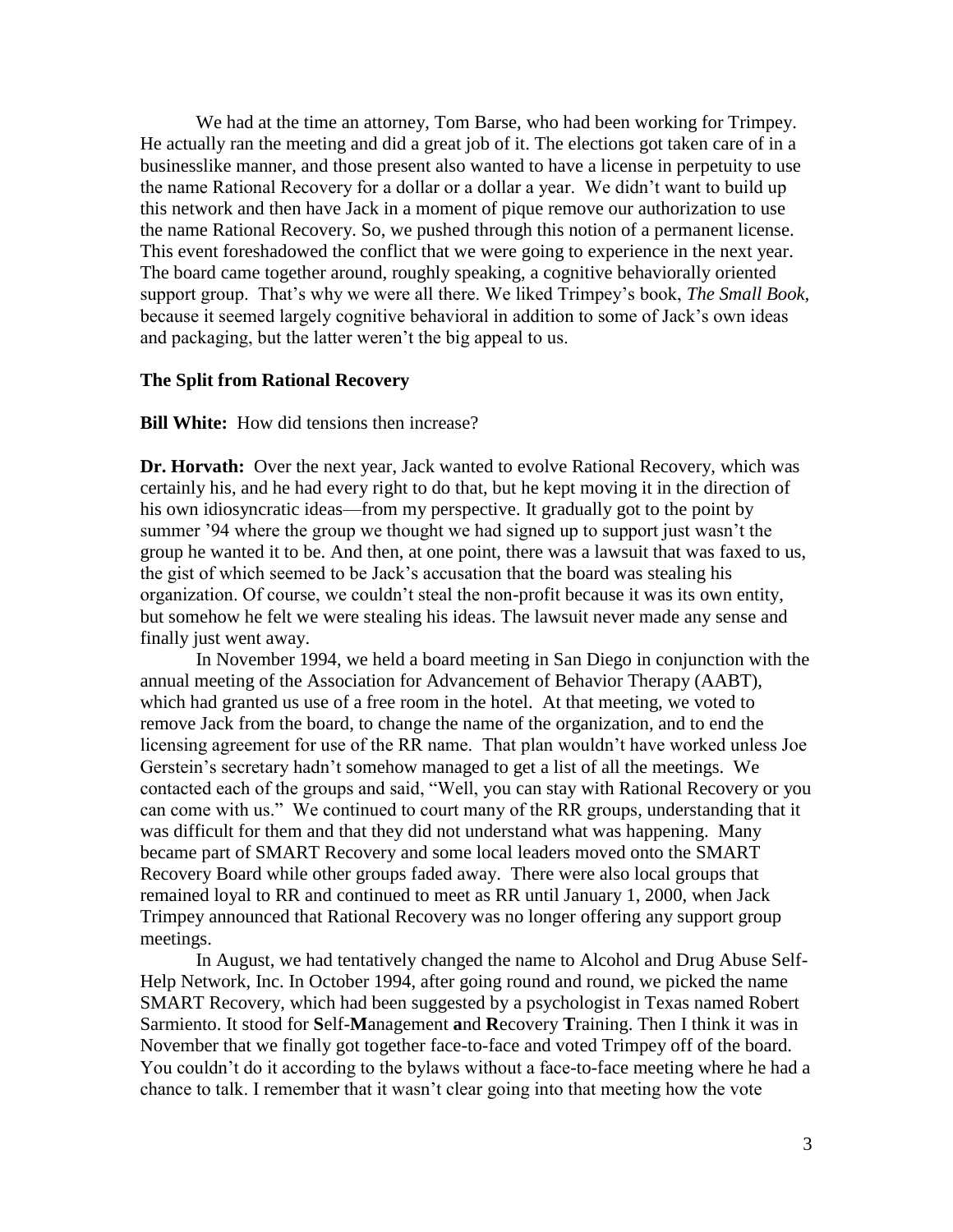We had at the time an attorney, Tom Barse, who had been working for Trimpey. He actually ran the meeting and did a great job of it. The elections got taken care of in a businesslike manner, and those present also wanted to have a license in perpetuity to use the name Rational Recovery for a dollar or a dollar a year. We didn't want to build up this network and then have Jack in a moment of pique remove our authorization to use the name Rational Recovery. So, we pushed through this notion of a permanent license. This event foreshadowed the conflict that we were going to experience in the next year. The board came together around, roughly speaking, a cognitive behaviorally oriented support group. That's why we were all there. We liked Trimpey's book, *The Small Book,* because it seemed largely cognitive behavioral in addition to some of Jack's own ideas and packaging, but the latter weren't the big appeal to us.

**The Split from Rational Recovery**

**Bill White:** How did tensions then increase?

**Dr. Horvath:** Over the next year, Jack wanted to evolve Rational Recovery, which was certainly his, and he had every right to do that, but he kept moving it in the direction of his own idiosyncratic ideas—from my perspective. It gradually got to the point by summer '94 where the group we thought we had signed up to support just wasn't the group he wanted it to be. And then, at one point, there was a lawsuit that was faxed to us, the gist of which seemed to be Jack's accusation that the board was stealing his organization. Of course, we couldn't steal the non-profit because it was its own entity, but somehow he felt we were stealing his ideas. The lawsuit never made any sense and finally just went away.

In November 1994, we held a board meeting in San Diego in conjunction with the annual meeting of the Association for Advancement of Behavior Therapy (AABT), which had granted us use of a free room in the hotel. At that meeting, we voted to remove Jack from the board, to change the name of the organization, and to end the licensing agreement for use of the RR name. That plan wouldn't have worked unless Joe Gerstein's secretary hadn't somehow managed to get a list of all the meetings. We contacted each of the groups and said, "Well, you can stay with Rational Recovery or you can come with us." We continued to court many of the RR groups, understanding that it was difficult for them and that they did not understand what was happening. Many became part of SMART Recovery and some local leaders moved onto the SMART Recovery Board while other groups faded away. There were also local groups that remained loyal to RR and continued to meet as RR until January 1, 2000, when Jack Trimpey announced that Rational Recovery was no longer offering any support group meetings.

In August, we had tentatively changed the name to Alcohol and Drug Abuse Self-Help Network, Inc. In October 1994, after going round and round, we picked the name SMART Recovery, which had been suggested by a psychologist in Texas named Robert Sarmiento. It stood for **S**elf-**M**anagement **a**nd **R**ecovery **T**raining. Then I think it was in November that we finally got together face-to-face and voted Trimpey off of the board. You couldn't do it according to the bylaws without a face-to-face meeting where he had a chance to talk. I remember that it wasn't clear going into that meeting how the vote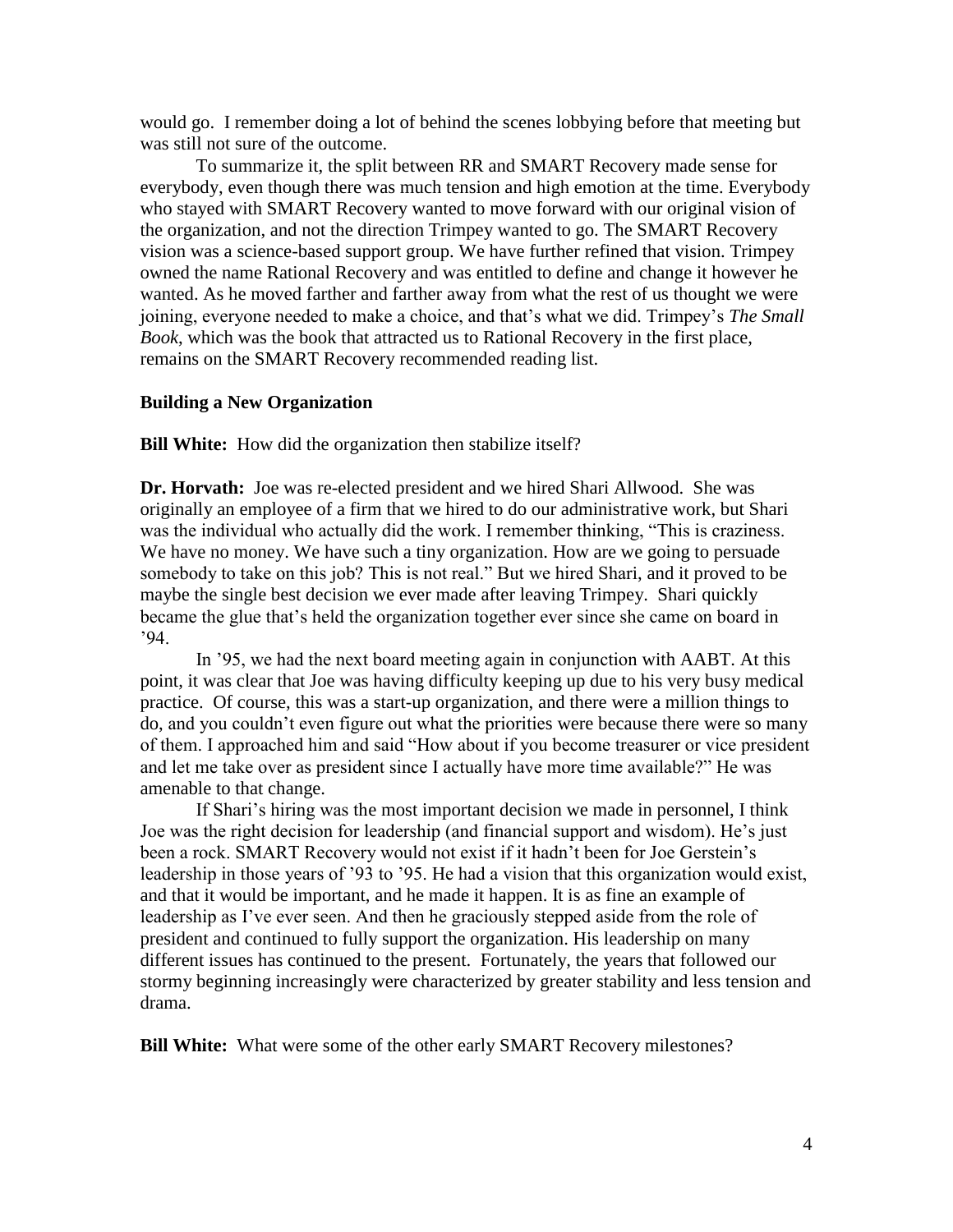would go. I remember doing a lot of behind the scenes lobbying before that meeting but was still not sure of the outcome.

To summarize it, the split between RR and SMART Recovery made sense for everybody, even though there was much tension and high emotion at the time. Everybody who stayed with SMART Recovery wanted to move forward with our original vision of the organization, and not the direction Trimpey wanted to go. The SMART Recovery vision was a science-based support group. We have further refined that vision. Trimpey owned the name Rational Recovery and was entitled to define and change it however he wanted. As he moved farther and farther away from what the rest of us thought we were joining, everyone needed to make a choice, and that's what we did. Trimpey's *The Small Book*, which was the book that attracted us to Rational Recovery in the first place, remains on the SMART Recovery recommended reading list.

### Building a New Organization

**Bill White:** How did the organization then stabilize itself?

**Dr. Horvath:** Joe was re-elected president and we hired Shari Allwood. She was originally an employee of a firm that we hired to do our administrative work, but Shari was the individual who actually did the work. I remember thinking, "This is craziness. We have no money. We have such a tiny organization. How are we going to persuade somebody to take on this job? This is not real." But we hired Shari, and it proved to be maybe the single best decision we ever made after leaving Trimpey. Shari quickly became the glue that's held the organization together ever since she came on board in '94.

In '95, we had the next board meeting again in conjunction with AABT. At this point, it was clear that Joe was having difficulty keeping up due to his very busy medical practice. Of course, this was a start-up organization, and there were a million things to do, and you couldn't even figure out what the priorities were because there were so many of them. I approached him and said "How about if you become treasurer or vice president and let me take over as president since I actually have more time available?" He was amenable to that change.

If Shari's hiring was the most important decision we made in personnel, I think Joe was the right decision for leadership (and financial support and wisdom). He's just been a rock. SMART Recovery would not exist if it hadn't been for Joe Gerstein's leadership in those years of '93 to '95. He had a vision that this organization would exist, and that it would be important, and he made it happen. It is as fine an example of leadership as I've ever seen. And then he graciously stepped aside from the role of president and continued to fully support the organization. His leadership on many different issues has continued to the present. Fortunately, the years that followed our stormy beginning increasingly were characterized by greater stability and less tension and drama.

**Bill White:** What were some of the other early SMART Recovery milestones?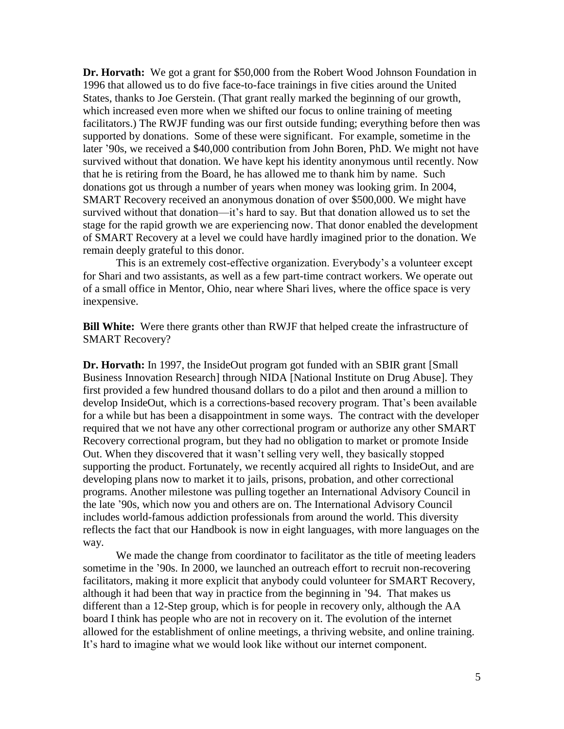**Dr. Horvath:** We got a grant for $50,000 from the Robert Wood Johnson Foundation in 1996 that allowed us to do five face-to-face trainings in five cities around the United States, thanks to Joe Gerstein. (That grant really marked the beginning of our growth, which increased even more when we shifted our focus to online training of meeting facilitators.) The RWJF funding was our first outside funding; everything before then was supported by donations. Some of these were significant. For example, sometime in the later '90s, we received a $40,000 contribution from John Boren, PhD. We might not have survived without that donation. We have kept his identity anonymous until recently. Now that he is retiring from the Board, he has allowed me to thank him by name. Such donations got us through a number of years when money was looking grim. In 2004, SMART Recovery received an anonymous donation of over $500,000. We might have survived without that donation—it's hard to say. But that donation allowed us to set the stage for the rapid growth we are experiencing now. That donor enabled the development of SMART Recovery at a level we could have hardly imagined prior to the donation. We remain deeply grateful to this donor.

This is an extremely cost-effective organization. Everybody's a volunteer except for Shari and two assistants, as well as a few part-time contract workers. We operate out of a small office in Mentor, Ohio, near where Shari lives, where the office space is very inexpensive.

**Bill White:** Were there grants other than RWJF that helped create the infrastructure of SMART Recovery?

**Dr. Horvath:** In 1997, the InsideOut program got funded with an SBIR grant [Small Business Innovation Research] through NIDA [National Institute on Drug Abuse]. They first provided a few hundred thousand dollars to do a pilot and then around a million to develop InsideOut, which is a corrections-based recovery program. That's been available for a while but has been a disappointment in some ways. The contract with the developer required that we not have any other correctional program or authorize any other SMART Recovery correctional program, but they had no obligation to market or promote Inside Out. When they discovered that it wasn't selling very well, they basically stopped supporting the product. Fortunately, we recently acquired all rights to InsideOut, and are developing plans now to market it to jails, prisons, probation, and other correctional programs. Another milestone was pulling together an International Advisory Council in the late '90s, which now you and others are on. The International Advisory Council includes world-famous addiction professionals from around the world. This diversity reflects the fact that our Handbook is now in eight languages, with more languages on the way.

We made the change from coordinator to facilitator as the title of meeting leaders sometime in the '90s. In 2000, we launched an outreach effort to recruit non-recovering facilitators, making it more explicit that anybody could volunteer for SMART Recovery, although it had been that way in practice from the beginning in '94. That makes us different than a 12-Step group, which is for people in recovery only, although the AA board I think has people who are not in recovery on it. The evolution of the internet allowed for the establishment of online meetings, a thriving website, and online training. It's hard to imagine what we would look like without our internet component.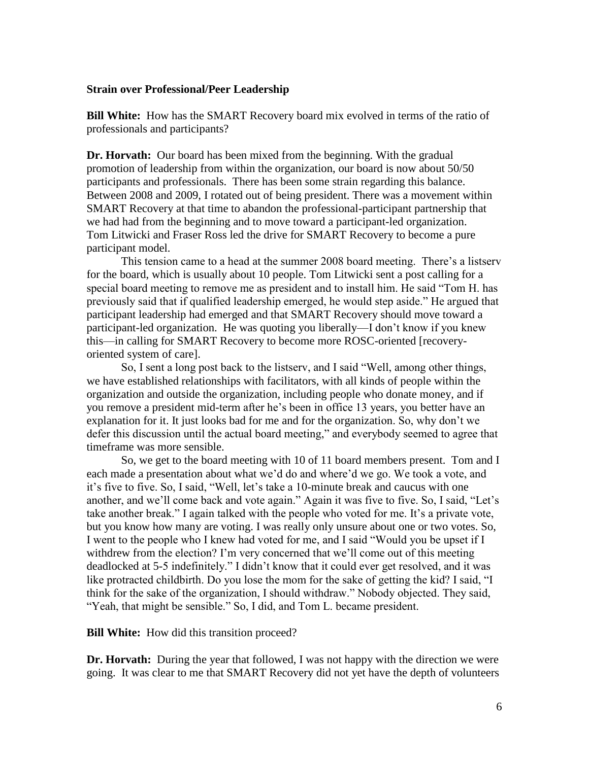**Strain over Professional/Peer Leadership**

**Bill White:** How has the SMART Recovery board mix evolved in terms of the ratio of professionals and participants?

**Dr. Horvath:** Our board has been mixed from the beginning. With the gradual promotion of leadership from within the organization, our board is now about 50/50 participants and professionals. There has been some strain regarding this balance. Between 2008 and 2009, I rotated out of being president. There was a movement within SMART Recovery at that time to abandon the professional-participant partnership that we had had from the beginning and to move toward a participant-led organization. Tom Litwicki and Fraser Ross led the drive for SMART Recovery to become a pure participant model.

This tension came to a head at the summer 2008 board meeting. There's a listserv for the board, which is usually about 10 people. Tom Litwicki sent a post calling for a special board meeting to remove me as president and to install him. He said "Tom H. has previously said that if qualified leadership emerged, he would step aside." He argued that participant leadership had emerged and that SMART Recovery should move toward a participant-led organization. He was quoting you liberally—I don't know if you knew this—in calling for SMART Recovery to become more ROSC-oriented [recovery-oriented system of care].

So, I sent a long post back to the listserv, and I said "Well, among other things, we have established relationships with facilitators, with all kinds of people within the organization and outside the organization, including people who donate money, and if you remove a president mid-term after he's been in office 13 years, you better have an explanation for it. It just looks bad for me and for the organization. So, why don't we defer this discussion until the actual board meeting," and everybody seemed to agree that timeframe was more sensible.

So, we get to the board meeting with 10 of 11 board members present. Tom and I each made a presentation about what we'd do and where'd we go. We took a vote, and it's five to five. So, I said, "Well, let's take a 10-minute break and caucus with one another, and we'll come back and vote again." Again it was five to five. So, I said, "Let's take another break." I again talked with the people who voted for me. It's a private vote, but you know how many are voting. I was really only unsure about one or two votes. So, I went to the people who I knew had voted for me, and I said "Would you be upset if I withdrew from the election? I'm very concerned that we'll come out of this meeting deadlocked at 5-5 indefinitely." I didn't know that it could ever get resolved, and it was like protracted childbirth. Do you lose the mom for the sake of getting the kid? I said, "I think for the sake of the organization, I should withdraw." Nobody objected. They said, "Yeah, that might be sensible." So, I did, and Tom L. became president.

**Bill White:** How did this transition proceed?

**Dr. Horvath:** During the year that followed, I was not happy with the direction we were going. It was clear to me that SMART Recovery did not yet have the depth of volunteers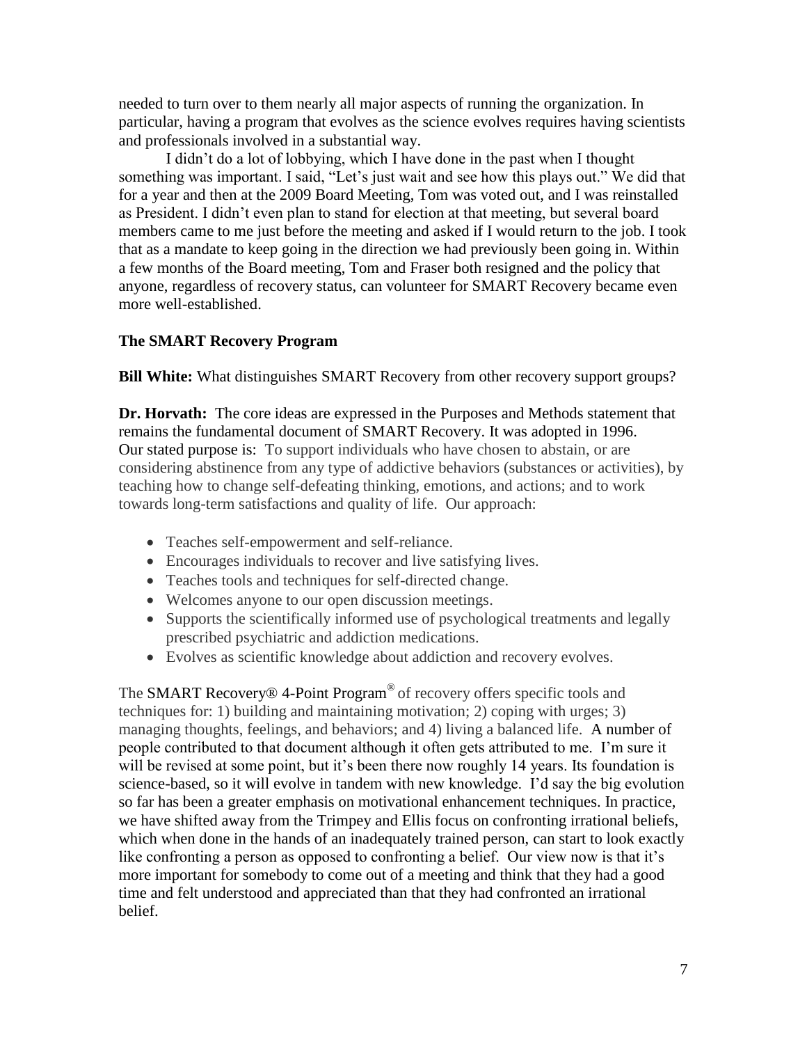needed to turn over to them nearly all major aspects of running the organization. In particular, having a program that evolves as the science evolves requires having scientists and professionals involved in a substantial way.

I didn't do a lot of lobbying, which I have done in the past when I thought something was important. I said, "Let's just wait and see how this plays out." We did that for a year and then at the 2009 Board Meeting, Tom was voted out, and I was reinstalled as President. I didn't even plan to stand for election at that meeting, but several board members came to me just before the meeting and asked if I would return to the job. I took that as a mandate to keep going in the direction we had previously been going in. Within a few months of the Board meeting, Tom and Fraser both resigned and the policy that anyone, regardless of recovery status, can volunteer for SMART Recovery became even more well-established.

**The SMART Recovery Program**

**Bill White:** What distinguishes SMART Recovery from other recovery support groups?

**Dr. Horvath:** The core ideas are expressed in the Purposes and Methods statement that remains the fundamental document of SMART Recovery. It was adopted in 1996. Our stated purpose is: To support individuals who have chosen to abstain, or are considering abstinence from any type of addictive behaviors (substances or activities), by teaching how to change self-defeating thinking, emotions, and actions; and to work towards long-term satisfactions and quality of life. Our approach:

- Teaches self-empowerment and self-reliance.
- Encourages individuals to recover and live satisfying lives.
- Teaches tools and techniques for self-directed change.
- Welcomes anyone to our open discussion meetings.
- Supports the scientifically informed use of psychological treatments and legally prescribed psychiatric and addiction medications.
- Evolves as scientific knowledge about addiction and recovery evolves.

The SMART Recovery® 4-Point Program® of recovery offers specific tools and techniques for: 1) building and maintaining motivation; 2) coping with urges; 3) managing thoughts, feelings, and behaviors; and 4) living a balanced life. A number of people contributed to that document although it often gets attributed to me. I'm sure it will be revised at some point, but it's been there now roughly 14 years. Its foundation is science-based, so it will evolve in tandem with new knowledge. I'd say the big evolution so far has been a greater emphasis on motivational enhancement techniques. In practice, we have shifted away from the Trimpey and Ellis focus on confronting irrational beliefs, which when done in the hands of an inadequately trained person, can start to look exactly like confronting a person as opposed to confronting a belief. Our view now is that it's more important for somebody to come out of a meeting and think that they had a good time and felt understood and appreciated than that they had confronted an irrational belief.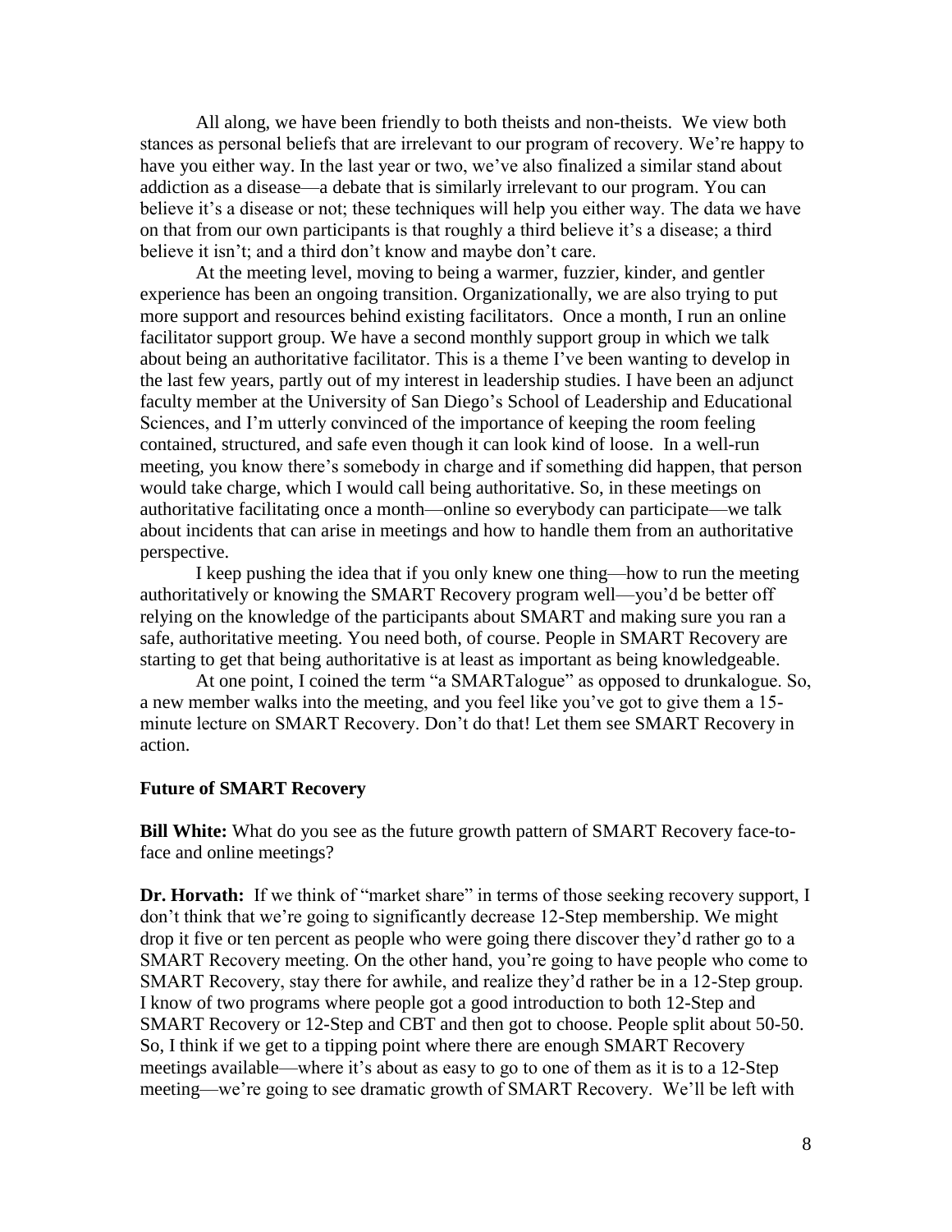All along, we have been friendly to both theists and non-theists. We view both stances as personal beliefs that are irrelevant to our program of recovery. We're happy to have you either way. In the last year or two, we've also finalized a similar stand about addiction as a disease—a debate that is similarly irrelevant to our program. You can believe it's a disease or not; these techniques will help you either way. The data we have on that from our own participants is that roughly a third believe it's a disease; a third believe it isn't; and a third don't know and maybe don't care.

At the meeting level, moving to being a warmer, fuzzier, kinder, and gentler experience has been an ongoing transition. Organizationally, we are also trying to put more support and resources behind existing facilitators. Once a month, I run an online facilitator support group. We have a second monthly support group in which we talk about being an authoritative facilitator. This is a theme I've been wanting to develop in the last few years, partly out of my interest in leadership studies. I have been an adjunct faculty member at the University of San Diego's School of Leadership and Educational Sciences, and I'm utterly convinced of the importance of keeping the room feeling contained, structured, and safe even though it can look kind of loose. In a well-run meeting, you know there's somebody in charge and if something did happen, that person would take charge, which I would call being authoritative. So, in these meetings on authoritative facilitating once a month—online so everybody can participate—we talk about incidents that can arise in meetings and how to handle them from an authoritative perspective.

I keep pushing the idea that if you only knew one thing—how to run the meeting authoritatively or knowing the SMART Recovery program well—you'd be better off relying on the knowledge of the participants about SMART and making sure you ran a safe, authoritative meeting. You need both, of course. People in SMART Recovery are starting to get that being authoritative is at least as important as being knowledgeable.

At one point, I coined the term "a SMARTalogue" as opposed to drunkalogue. So, a new member walks into the meeting, and you feel like you've got to give them a 15-minute lecture on SMART Recovery. Don't do that! Let them see SMART Recovery in action.

### Future of SMART Recovery

**Bill White:** What do you see as the future growth pattern of SMART Recovery face-to-face and online meetings?

**Dr. Horvath:** If we think of "market share" in terms of those seeking recovery support, I don't think that we're going to significantly decrease 12-Step membership. We might drop it five or ten percent as people who were going there discover they'd rather go to a SMART Recovery meeting. On the other hand, you're going to have people who come to SMART Recovery, stay there for awhile, and realize they'd rather be in a 12-Step group. I know of two programs where people got a good introduction to both 12-Step and SMART Recovery or 12-Step and CBT and then got to choose. People split about 50-50. So, I think if we get to a tipping point where there are enough SMART Recovery meetings available—where it's about as easy to go to one of them as it is to a 12-Step meeting—we're going to see dramatic growth of SMART Recovery. We'll be left with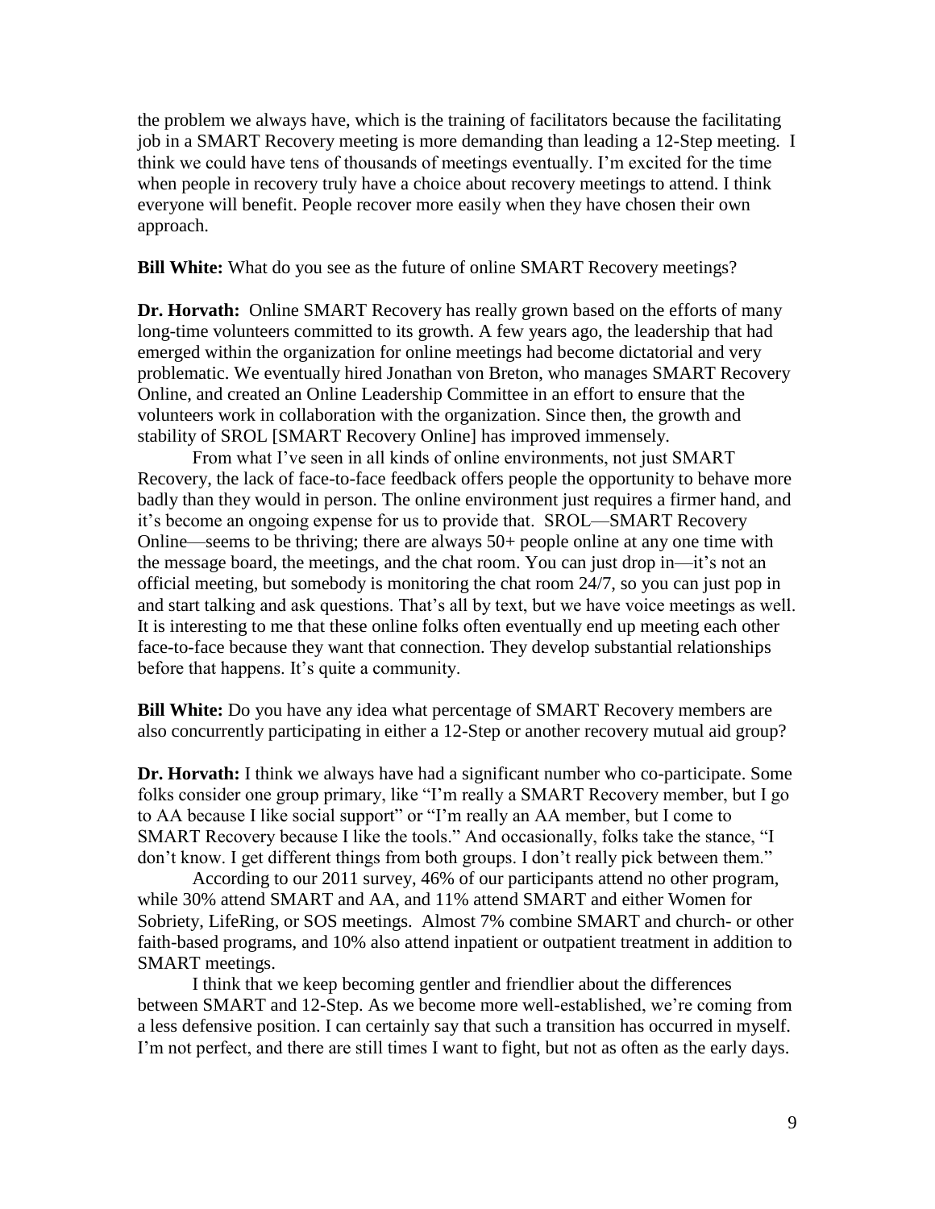the problem we always have, which is the training of facilitators because the facilitating job in a SMART Recovery meeting is more demanding than leading a 12-Step meeting. I think we could have tens of thousands of meetings eventually. I'm excited for the time when people in recovery truly have a choice about recovery meetings to attend. I think everyone will benefit. People recover more easily when they have chosen their own approach.

**Bill White:** What do you see as the future of online SMART Recovery meetings?

**Dr. Horvath:** Online SMART Recovery has really grown based on the efforts of many long-time volunteers committed to its growth. A few years ago, the leadership that had emerged within the organization for online meetings had become dictatorial and very problematic. We eventually hired Jonathan von Breton, who manages SMART Recovery Online, and created an Online Leadership Committee in an effort to ensure that the volunteers work in collaboration with the organization. Since then, the growth and stability of SROL [SMART Recovery Online] has improved immensely.

From what I've seen in all kinds of online environments, not just SMART Recovery, the lack of face-to-face feedback offers people the opportunity to behave more badly than they would in person. The online environment just requires a firmer hand, and it's become an ongoing expense for us to provide that. SROL—SMART Recovery Online—seems to be thriving; there are always 50+ people online at any one time with the message board, the meetings, and the chat room. You can just drop in—it's not an official meeting, but somebody is monitoring the chat room 24/7, so you can just pop in and start talking and ask questions. That's all by text, but we have voice meetings as well. It is interesting to me that these online folks often eventually end up meeting each other face-to-face because they want that connection. They develop substantial relationships before that happens. It's quite a community.

**Bill White:** Do you have any idea what percentage of SMART Recovery members are also concurrently participating in either a 12-Step or another recovery mutual aid group?

**Dr. Horvath:** I think we always have had a significant number who co-participate. Some folks consider one group primary, like "I'm really a SMART Recovery member, but I go to AA because I like social support" or "I'm really an AA member, but I come to SMART Recovery because I like the tools." And occasionally, folks take the stance, "I don't know. I get different things from both groups. I don't really pick between them."

According to our 2011 survey, 46% of our participants attend no other program, while 30% attend SMART and AA, and 11% attend SMART and either Women for Sobriety, LifeRing, or SOS meetings. Almost 7% combine SMART and church- or other faith-based programs, and 10% also attend inpatient or outpatient treatment in addition to SMART meetings.

I think that we keep becoming gentler and friendlier about the differences between SMART and 12-Step. As we become more well-established, we're coming from a less defensive position. I can certainly say that such a transition has occurred in myself. I'm not perfect, and there are still times I want to fight, but not as often as the early days.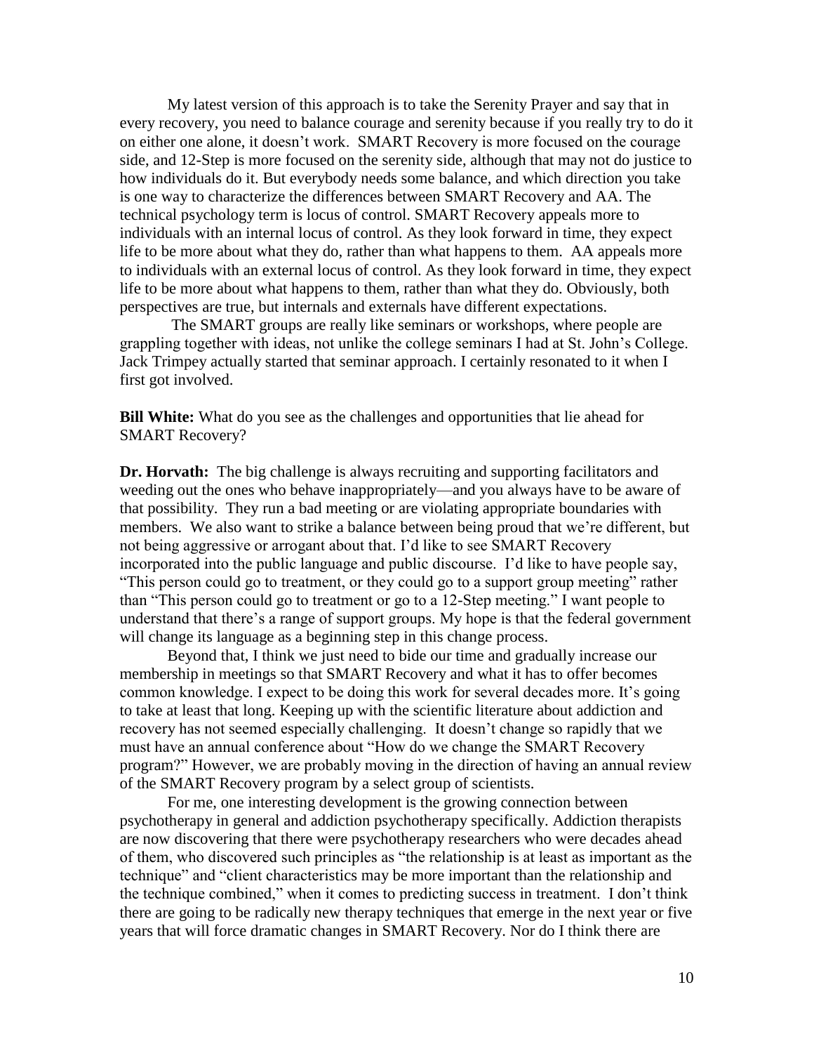My latest version of this approach is to take the Serenity Prayer and say that in every recovery, you need to balance courage and serenity because if you really try to do it on either one alone, it doesn't work. SMART Recovery is more focused on the courage side, and 12-Step is more focused on the serenity side, although that may not do justice to how individuals do it. But everybody needs some balance, and which direction you take is one way to characterize the differences between SMART Recovery and AA. The technical psychology term is locus of control. SMART Recovery appeals more to individuals with an internal locus of control. As they look forward in time, they expect life to be more about what they do, rather than what happens to them. AA appeals more to individuals with an external locus of control. As they look forward in time, they expect life to be more about what happens to them, rather than what they do. Obviously, both perspectives are true, but internals and externals have different expectations.

The SMART groups are really like seminars or workshops, where people are grappling together with ideas, not unlike the college seminars I had at St. John's College. Jack Trimpey actually started that seminar approach. I certainly resonated to it when I first got involved.

**Bill White:** What do you see as the challenges and opportunities that lie ahead for SMART Recovery?

**Dr. Horvath:** The big challenge is always recruiting and supporting facilitators and weeding out the ones who behave inappropriately—and you always have to be aware of that possibility. They run a bad meeting or are violating appropriate boundaries with members. We also want to strike a balance between being proud that we're different, but not being aggressive or arrogant about that. I'd like to see SMART Recovery incorporated into the public language and public discourse. I'd like to have people say, "This person could go to treatment, or they could go to a support group meeting" rather than "This person could go to treatment or go to a 12-Step meeting." I want people to understand that there's a range of support groups. My hope is that the federal government will change its language as a beginning step in this change process.

Beyond that, I think we just need to bide our time and gradually increase our membership in meetings so that SMART Recovery and what it has to offer becomes common knowledge. I expect to be doing this work for several decades more. It's going to take at least that long. Keeping up with the scientific literature about addiction and recovery has not seemed especially challenging. It doesn't change so rapidly that we must have an annual conference about "How do we change the SMART Recovery program?" However, we are probably moving in the direction of having an annual review of the SMART Recovery program by a select group of scientists.

For me, one interesting development is the growing connection between psychotherapy in general and addiction psychotherapy specifically. Addiction therapists are now discovering that there were psychotherapy researchers who were decades ahead of them, who discovered such principles as "the relationship is at least as important as the technique" and "client characteristics may be more important than the relationship and the technique combined," when it comes to predicting success in treatment. I don't think there are going to be radically new therapy techniques that emerge in the next year or five years that will force dramatic changes in SMART Recovery. Nor do I think there are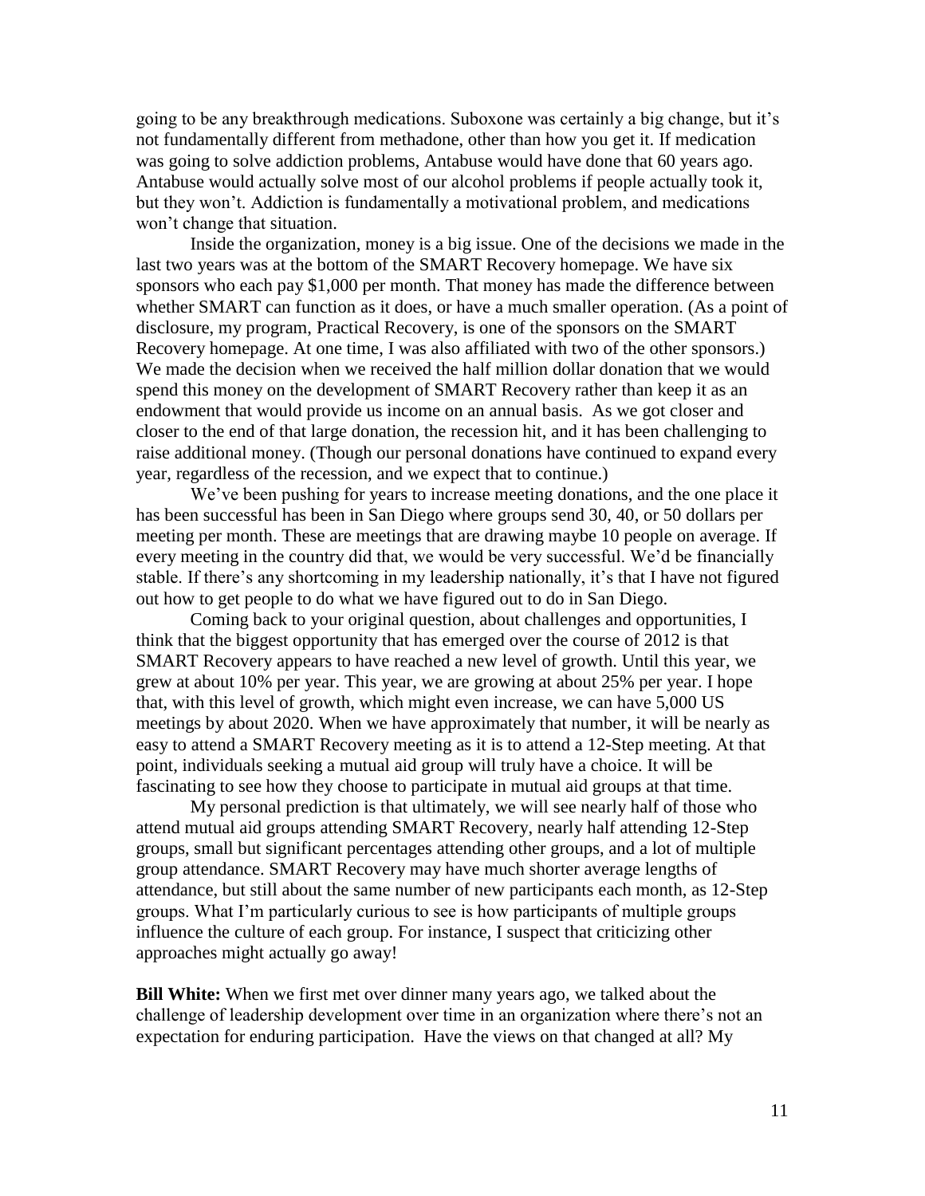going to be any breakthrough medications. Suboxone was certainly a big change, but it's not fundamentally different from methadone, other than how you get it. If medication was going to solve addiction problems, Antabuse would have done that 60 years ago. Antabuse would actually solve most of our alcohol problems if people actually took it, but they won't. Addiction is fundamentally a motivational problem, and medications won't change that situation.

Inside the organization, money is a big issue. One of the decisions we made in the last two years was at the bottom of the SMART Recovery homepage. We have six sponsors who each pay $1,000 per month. That money has made the difference between whether SMART can function as it does, or have a much smaller operation. (As a point of disclosure, my program, Practical Recovery, is one of the sponsors on the SMART Recovery homepage. At one time, I was also affiliated with two of the other sponsors.) We made the decision when we received the half million dollar donation that we would spend this money on the development of SMART Recovery rather than keep it as an endowment that would provide us income on an annual basis. As we got closer and closer to the end of that large donation, the recession hit, and it has been challenging to raise additional money. (Though our personal donations have continued to expand every year, regardless of the recession, and we expect that to continue.)

We've been pushing for years to increase meeting donations, and the one place it has been successful has been in San Diego where groups send 30, 40, or 50 dollars per meeting per month. These are meetings that are drawing maybe 10 people on average. If every meeting in the country did that, we would be very successful. We'd be financially stable. If there's any shortcoming in my leadership nationally, it's that I have not figured out how to get people to do what we have figured out to do in San Diego.

Coming back to your original question, about challenges and opportunities, I think that the biggest opportunity that has emerged over the course of 2012 is that SMART Recovery appears to have reached a new level of growth. Until this year, we grew at about 10% per year. This year, we are growing at about 25% per year. I hope that, with this level of growth, which might even increase, we can have 5,000 US meetings by about 2020. When we have approximately that number, it will be nearly as easy to attend a SMART Recovery meeting as it is to attend a 12-Step meeting. At that point, individuals seeking a mutual aid group will truly have a choice. It will be fascinating to see how they choose to participate in mutual aid groups at that time.

My personal prediction is that ultimately, we will see nearly half of those who attend mutual aid groups attending SMART Recovery, nearly half attending 12-Step groups, small but significant percentages attending other groups, and a lot of multiple group attendance. SMART Recovery may have much shorter average lengths of attendance, but still about the same number of new participants each month, as 12-Step groups. What I'm particularly curious to see is how participants of multiple groups influence the culture of each group. For instance, I suspect that criticizing other approaches might actually go away!

**Bill White:** When we first met over dinner many years ago, we talked about the challenge of leadership development over time in an organization where there's not an expectation for enduring participation. Have the views on that changed at all? My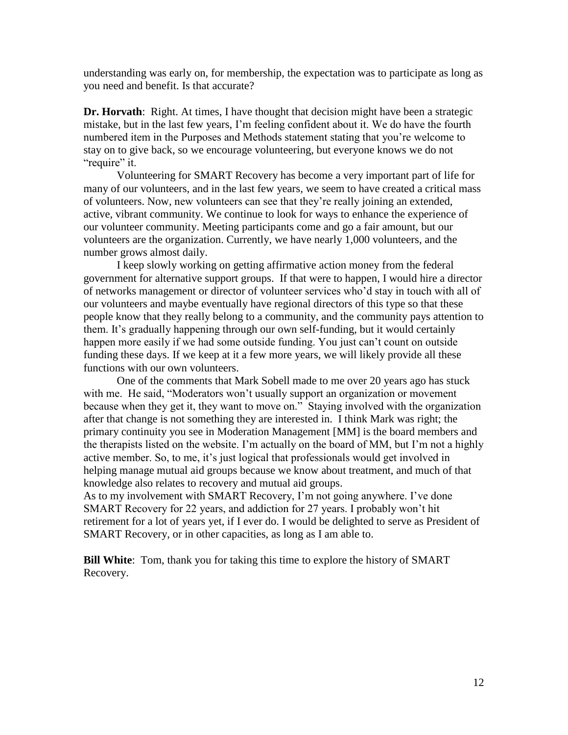understanding was early on, for membership, the expectation was to participate as long as you need and benefit. Is that accurate?

**Dr. Horvath**: Right. At times, I have thought that decision might have been a strategic mistake, but in the last few years, I'm feeling confident about it. We do have the fourth numbered item in the Purposes and Methods statement stating that you're welcome to stay on to give back, so we encourage volunteering, but everyone knows we do not "require" it.

Volunteering for SMART Recovery has become a very important part of life for many of our volunteers, and in the last few years, we seem to have created a critical mass of volunteers. Now, new volunteers can see that they're really joining an extended, active, vibrant community. We continue to look for ways to enhance the experience of our volunteer community. Meeting participants come and go a fair amount, but our volunteers are the organization. Currently, we have nearly 1,000 volunteers, and the number grows almost daily.

I keep slowly working on getting affirmative action money from the federal government for alternative support groups. If that were to happen, I would hire a director of networks management or director of volunteer services who'd stay in touch with all of our volunteers and maybe eventually have regional directors of this type so that these people know that they really belong to a community, and the community pays attention to them. It's gradually happening through our own self-funding, but it would certainly happen more easily if we had some outside funding. You just can't count on outside funding these days. If we keep at it a few more years, we will likely provide all these functions with our own volunteers.

One of the comments that Mark Sobell made to me over 20 years ago has stuck with me. He said, "Moderators won't usually support an organization or movement because when they get it, they want to move on." Staying involved with the organization after that change is not something they are interested in. I think Mark was right; the primary continuity you see in Moderation Management [MM] is the board members and the therapists listed on the website. I'm actually on the board of MM, but I'm not a highly active member. So, to me, it's just logical that professionals would get involved in helping manage mutual aid groups because we know about treatment, and much of that knowledge also relates to recovery and mutual aid groups.

As to my involvement with SMART Recovery, I'm not going anywhere. I've done SMART Recovery for 22 years, and addiction for 27 years. I probably won't hit retirement for a lot of years yet, if I ever do. I would be delighted to serve as President of SMART Recovery, or in other capacities, as long as I am able to.

**Bill White**: Tom, thank you for taking this time to explore the history of SMART Recovery.